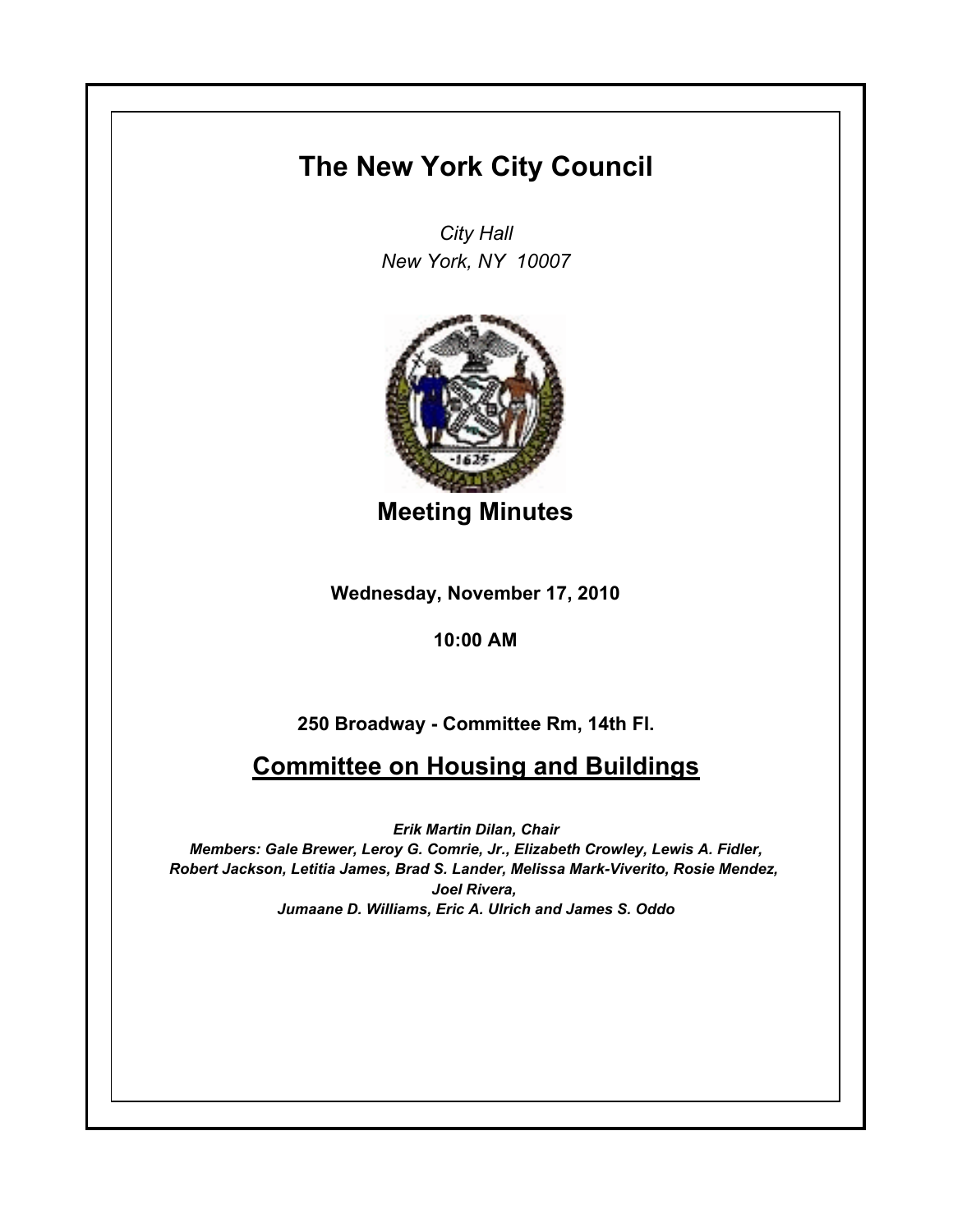# The New York City Council

*City Hall*
*New York, NY 10007*

## Meeting Minutes

**Wednesday, November 17, 2010**

**10:00 AM**

**250 Broadway - Committee Rm, 14th Fl.**

## Committee on Housing and Buildings

***Erik Martin Dilan, Chair***
***Members: Gale Brewer, Leroy G. Comrie, Jr., Elizabeth Crowley, Lewis A. Fidler, Robert Jackson, Letitia James, Brad S. Lander, Melissa Mark-Viverito, Rosie Mendez, Joel Rivera, Jumaane D. Williams, Eric A. Ulrich and James S. Oddo***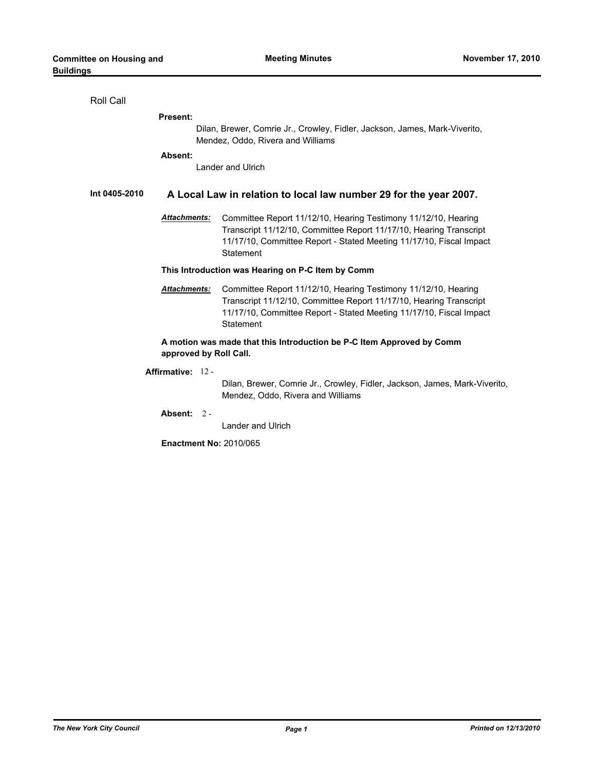Roll Call

**Present:**

Dilan, Brewer, Comrie Jr., Crowley, Fidler, Jackson, James, Mark-Viverito, Mendez, Oddo, Rivera and Williams

**Absent:**

Lander and Ulrich

## Int 0405-2010 A Local Law in relation to local law number 29 for the year 2007.

***Attachments:*** Committee Report 11/12/10, Hearing Testimony 11/12/10, Hearing Transcript 11/12/10, Committee Report 11/17/10, Hearing Transcript 11/17/10, Committee Report - Stated Meeting 11/17/10, Fiscal Impact Statement

**This Introduction was Hearing on P-C Item by Comm**

***Attachments:*** Committee Report 11/12/10, Hearing Testimony 11/12/10, Hearing Transcript 11/12/10, Committee Report 11/17/10, Hearing Transcript 11/17/10, Committee Report - Stated Meeting 11/17/10, Fiscal Impact Statement

**A motion was made that this Introduction be P-C Item Approved by Comm approved by Roll Call.**

**Affirmative:** 12 -

Dilan, Brewer, Comrie Jr., Crowley, Fidler, Jackson, James, Mark-Viverito, Mendez, Oddo, Rivera and Williams

**Absent:** 2 -

Lander and Ulrich

**Enactment No:** 2010/065